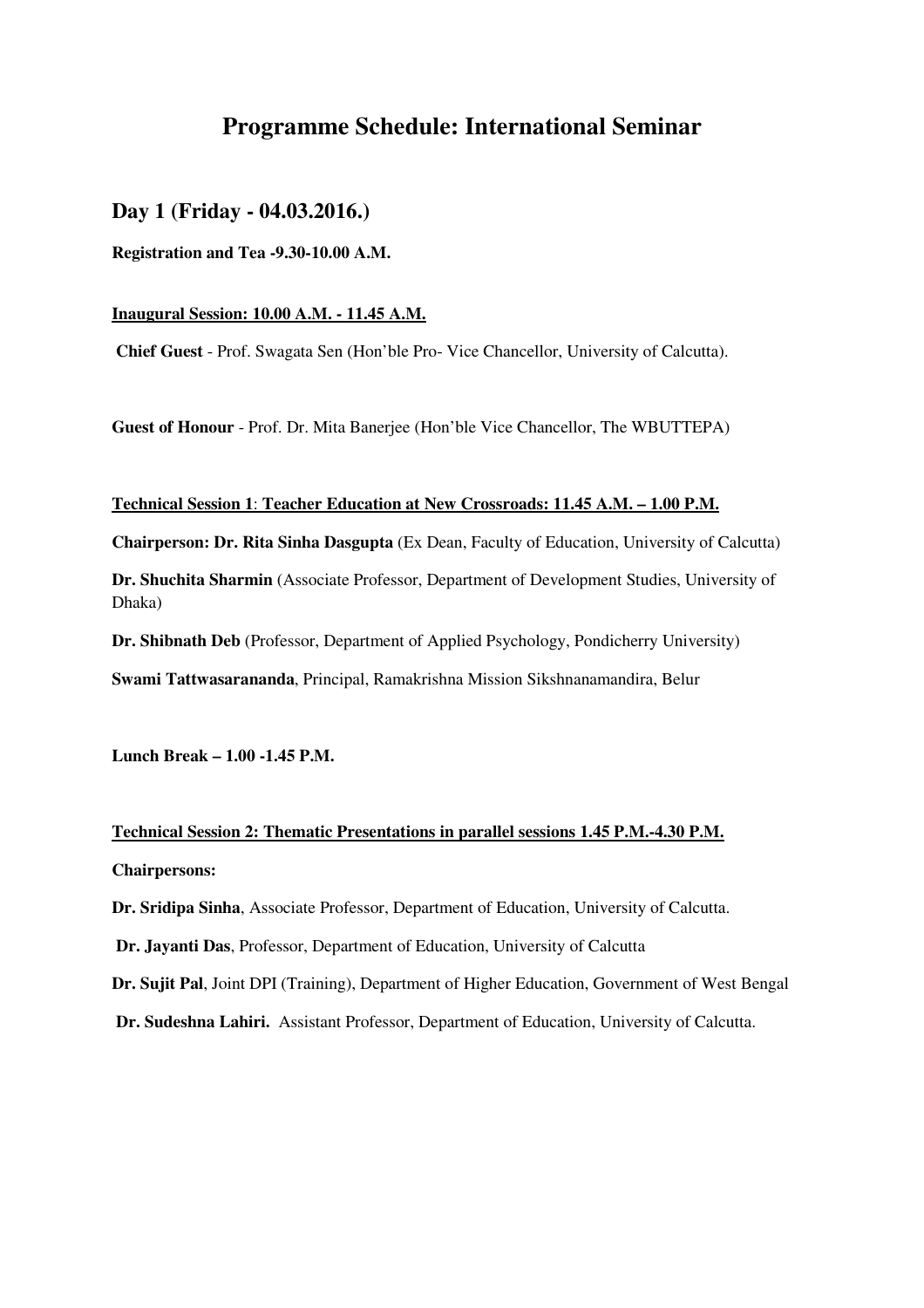# Programme Schedule: International Seminar

## Day 1 (Friday - 04.03.2016.)

**Registration and Tea -9.30-10.00 A.M.**

**Inaugural Session: 10.00 A.M. - 11.45 A.M.**

**Chief Guest** - Prof. Swagata Sen (Hon'ble Pro- Vice Chancellor, University of Calcutta).

**Guest of Honour** - Prof. Dr. Mita Banerjee (Hon'ble Vice Chancellor, The WBUTTEPA)

**Technical Session 1: Teacher Education at New Crossroads: 11.45 A.M. – 1.00 P.M.**

**Chairperson: Dr. Rita Sinha Dasgupta** (Ex Dean, Faculty of Education, University of Calcutta)

**Dr. Shuchita Sharmin** (Associate Professor, Department of Development Studies, University of Dhaka)

**Dr. Shibnath Deb** (Professor, Department of Applied Psychology, Pondicherry University)

**Swami Tattwasarananda**, Principal, Ramakrishna Mission Sikshnanamandira, Belur

**Lunch Break – 1.00 -1.45 P.M.**

**Technical Session 2: Thematic Presentations in parallel sessions 1.45 P.M.-4.30 P.M.**

**Chairpersons:**

**Dr. Sridipa Sinha**, Associate Professor, Department of Education, University of Calcutta.

**Dr. Jayanti Das**, Professor, Department of Education, University of Calcutta

**Dr. Sujit Pal**, Joint DPI (Training), Department of Higher Education, Government of West Bengal

**Dr. Sudeshna Lahiri.** Assistant Professor, Department of Education, University of Calcutta.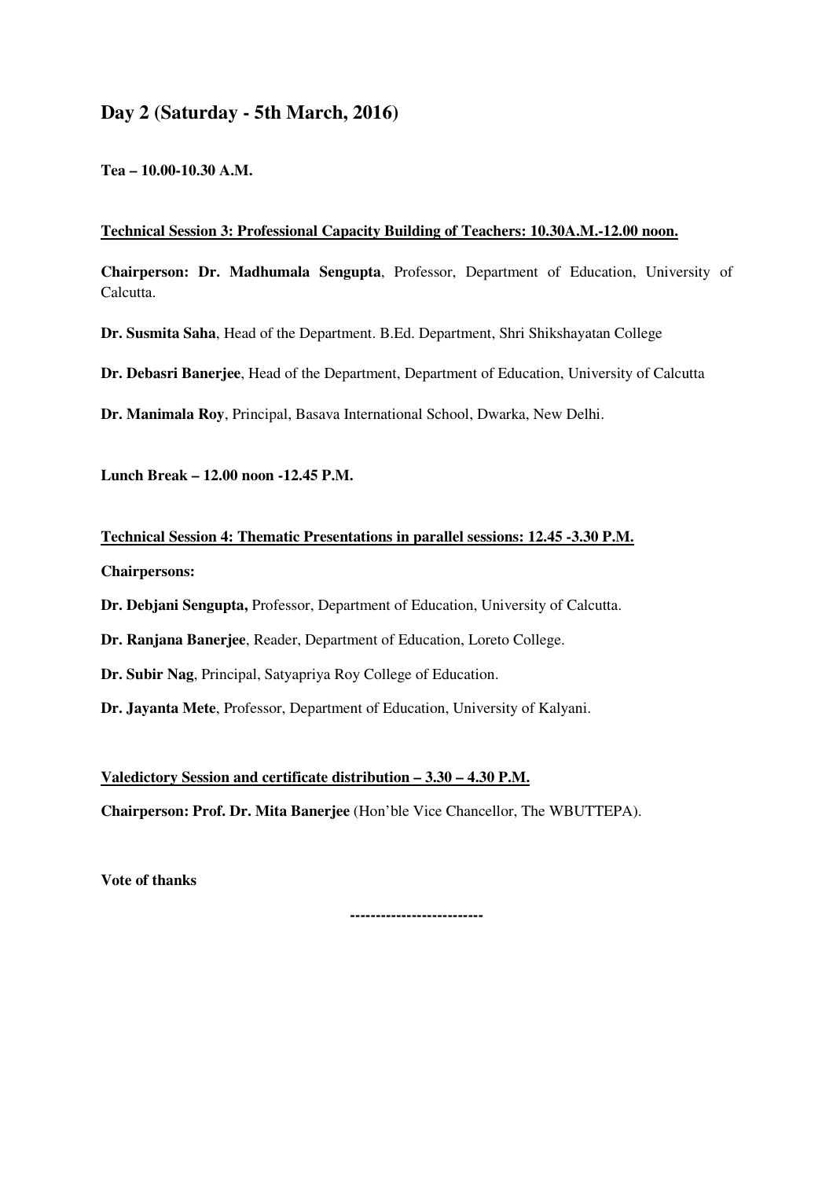## Day 2 (Saturday - 5th March, 2016)

**Tea – 10.00-10.30 A.M.**

**Technical Session 3: Professional Capacity Building of Teachers: 10.30A.M.-12.00 noon.**

**Chairperson: Dr. Madhumala Sengupta**, Professor, Department of Education, University of Calcutta.

**Dr. Susmita Saha**, Head of the Department. B.Ed. Department, Shri Shikshayatan College

**Dr. Debasri Banerjee**, Head of the Department, Department of Education, University of Calcutta

**Dr. Manimala Roy**, Principal, Basava International School, Dwarka, New Delhi.

**Lunch Break – 12.00 noon -12.45 P.M.**

**Technical Session 4: Thematic Presentations in parallel sessions: 12.45 -3.30 P.M.**

**Chairpersons:**

**Dr. Debjani Sengupta,** Professor, Department of Education, University of Calcutta.

**Dr. Ranjana Banerjee**, Reader, Department of Education, Loreto College.

**Dr. Subir Nag**, Principal, Satyapriya Roy College of Education.

**Dr. Jayanta Mete**, Professor, Department of Education, University of Kalyani.

**Valedictory Session and certificate distribution – 3.30 – 4.30 P.M.**

**Chairperson: Prof. Dr. Mita Banerjee** (Hon'ble Vice Chancellor, The WBUTTEPA).

**Vote of thanks**

**-------------------------**